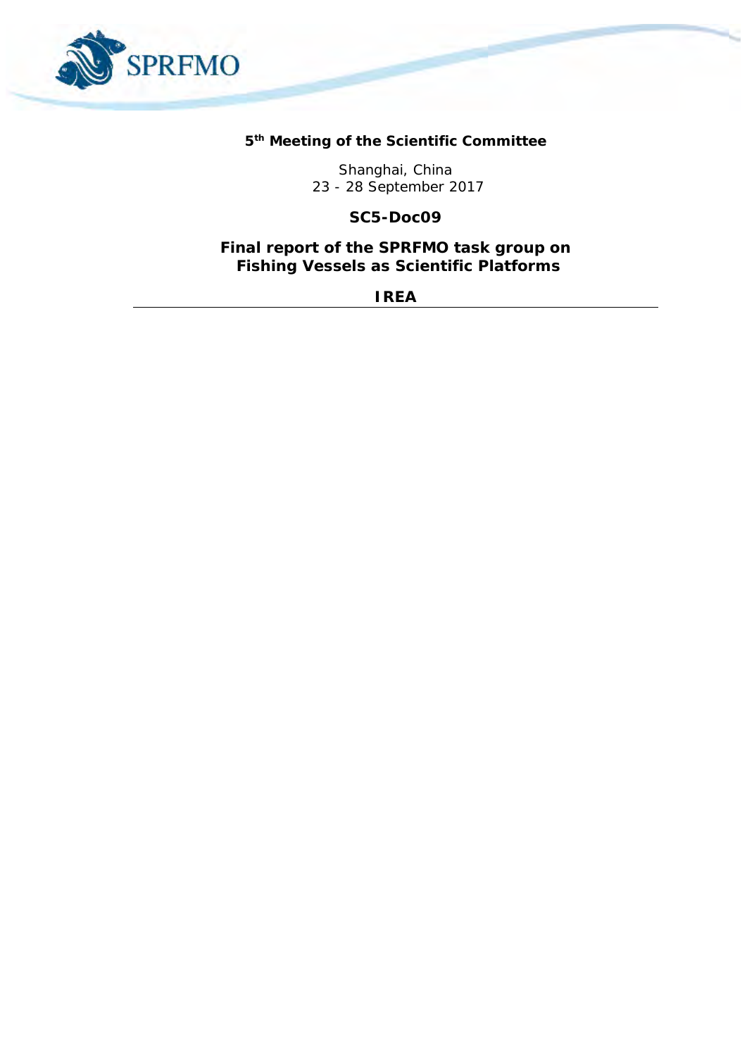**5th Meeting of the Scientific Committee**

Shanghai, China
23 - 28 September 2017

**SC5-Doc09**

# Final report of the SPRFMO task group on Fishing Vessels as Scientific Platforms

**IREA**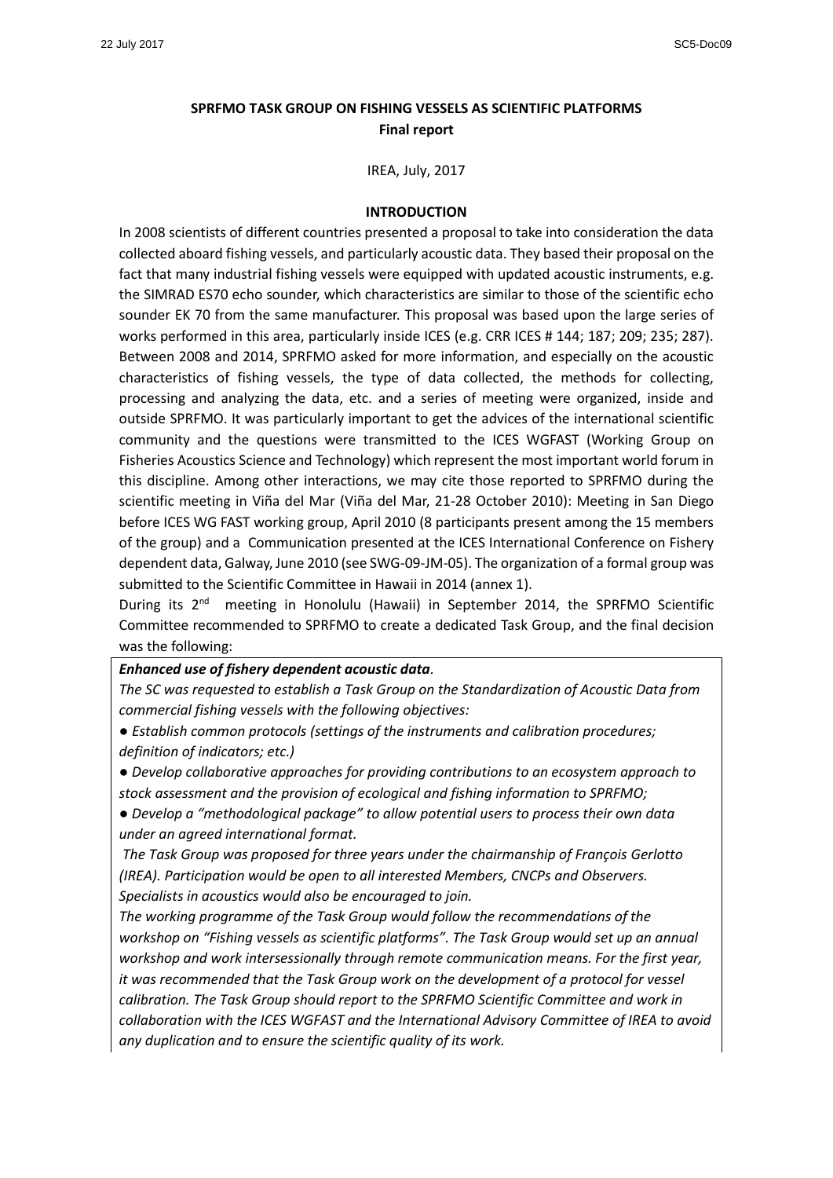**SPRFMO TASK GROUP ON FISHING VESSELS AS SCIENTIFIC PLATFORMS**
**Final report**

IREA, July, 2017

**INTRODUCTION**

In 2008 scientists of different countries presented a proposal to take into consideration the data collected aboard fishing vessels, and particularly acoustic data. They based their proposal on the fact that many industrial fishing vessels were equipped with updated acoustic instruments, e.g. the SIMRAD ES70 echo sounder, which characteristics are similar to those of the scientific echo sounder EK 70 from the same manufacturer. This proposal was based upon the large series of works performed in this area, particularly inside ICES (e.g. CRR ICES # 144; 187; 209; 235; 287). Between 2008 and 2014, SPRFMO asked for more information, and especially on the acoustic characteristics of fishing vessels, the type of data collected, the methods for collecting, processing and analyzing the data, etc. and a series of meeting were organized, inside and outside SPRFMO. It was particularly important to get the advices of the international scientific community and the questions were transmitted to the ICES WGFAST (Working Group on Fisheries Acoustics Science and Technology) which represent the most important world forum in this discipline. Among other interactions, we may cite those reported to SPRFMO during the scientific meeting in Viña del Mar (Viña del Mar, 21-28 October 2010): Meeting in San Diego before ICES WG FAST working group, April 2010 (8 participants present among the 15 members of the group) and a Communication presented at the ICES International Conference on Fishery dependent data, Galway, June 2010 (see SWG-09-JM-05). The organization of a formal group was submitted to the Scientific Committee in Hawaii in 2014 (annex 1).

During its 2nd meeting in Honolulu (Hawaii) in September 2014, the SPRFMO Scientific Committee recommended to SPRFMO to create a dedicated Task Group, and the final decision was the following:

> ***Enhanced use of fishery dependent acoustic data**.*
> *The SC was requested to establish a Task Group on the Standardization of Acoustic Data from commercial fishing vessels with the following objectives:*
>
> - *Establish common protocols (settings of the instruments and calibration procedures; definition of indicators; etc.)*
> - *Develop collaborative approaches for providing contributions to an ecosystem approach to stock assessment and the provision of ecological and fishing information to SPRFMO;*
> - *Develop a "methodological package" to allow potential users to process their own data under an agreed international format.*
>
> *The Task Group was proposed for three years under the chairmanship of François Gerlotto (IREA). Participation would be open to all interested Members, CNCPs and Observers. Specialists in acoustics would also be encouraged to join.*
> *The working programme of the Task Group would follow the recommendations of the workshop on "Fishing vessels as scientific platforms". The Task Group would set up an annual workshop and work intersessionally through remote communication means. For the first year, it was recommended that the Task Group work on the development of a protocol for vessel calibration. The Task Group should report to the SPRFMO Scientific Committee and work in collaboration with the ICES WGFAST and the International Advisory Committee of IREA to avoid any duplication and to ensure the scientific quality of its work.*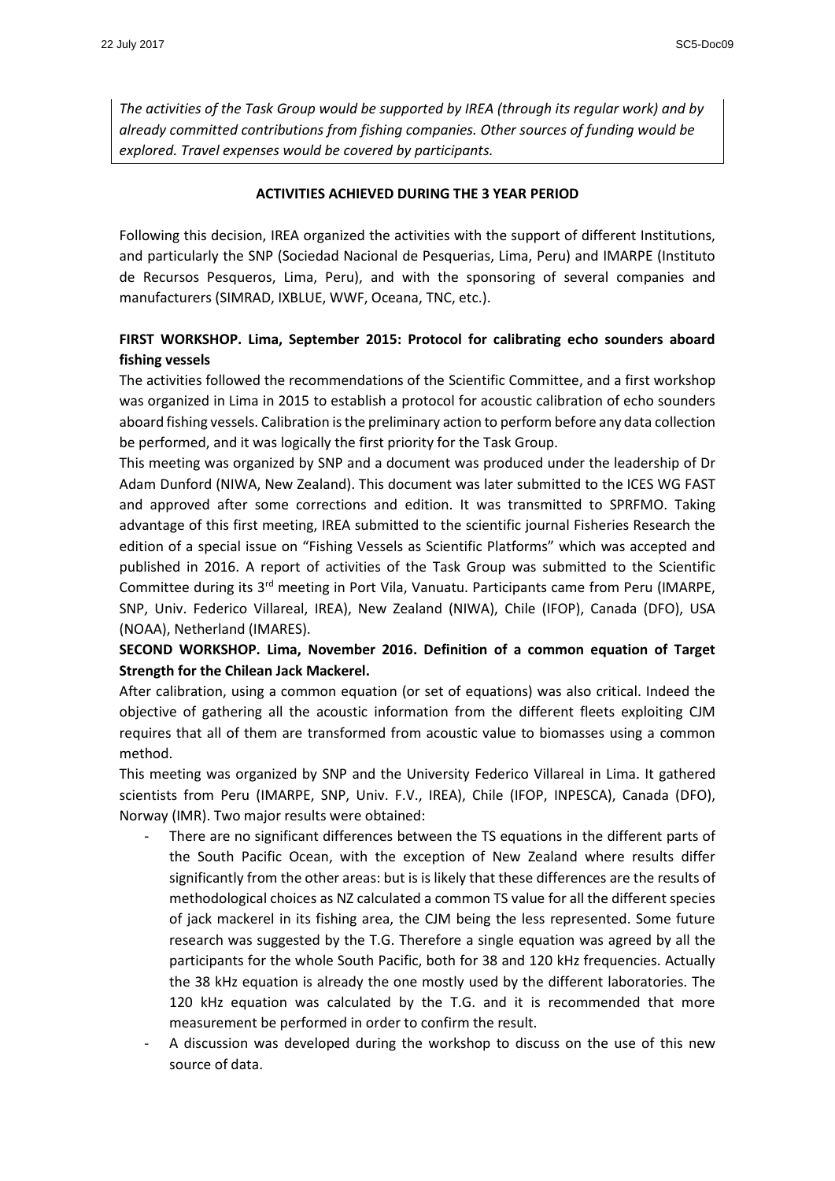*The activities of the Task Group would be supported by IREA (through its regular work) and by already committed contributions from fishing companies. Other sources of funding would be explored. Travel expenses would be covered by participants.*

**ACTIVITIES ACHIEVED DURING THE 3 YEAR PERIOD**

Following this decision, IREA organized the activities with the support of different Institutions, and particularly the SNP (Sociedad Nacional de Pesquerias, Lima, Peru) and IMARPE (Instituto de Recursos Pesqueros, Lima, Peru), and with the sponsoring of several companies and manufacturers (SIMRAD, IXBLUE, WWF, Oceana, TNC, etc.).

**FIRST WORKSHOP. Lima, September 2015: Protocol for calibrating echo sounders aboard fishing vessels**

The activities followed the recommendations of the Scientific Committee, and a first workshop was organized in Lima in 2015 to establish a protocol for acoustic calibration of echo sounders aboard fishing vessels. Calibration is the preliminary action to perform before any data collection be performed, and it was logically the first priority for the Task Group.

This meeting was organized by SNP and a document was produced under the leadership of Dr Adam Dunford (NIWA, New Zealand). This document was later submitted to the ICES WG FAST and approved after some corrections and edition. It was transmitted to SPRFMO. Taking advantage of this first meeting, IREA submitted to the scientific journal Fisheries Research the edition of a special issue on "Fishing Vessels as Scientific Platforms" which was accepted and published in 2016. A report of activities of the Task Group was submitted to the Scientific Committee during its 3rd meeting in Port Vila, Vanuatu. Participants came from Peru (IMARPE, SNP, Univ. Federico Villareal, IREA), New Zealand (NIWA), Chile (IFOP), Canada (DFO), USA (NOAA), Netherland (IMARES).

**SECOND WORKSHOP. Lima, November 2016. Definition of a common equation of Target Strength for the Chilean Jack Mackerel.**

After calibration, using a common equation (or set of equations) was also critical. Indeed the objective of gathering all the acoustic information from the different fleets exploiting CJM requires that all of them are transformed from acoustic value to biomasses using a common method.

This meeting was organized by SNP and the University Federico Villareal in Lima. It gathered scientists from Peru (IMARPE, SNP, Univ. F.V., IREA), Chile (IFOP, INPESCA), Canada (DFO), Norway (IMR). Two major results were obtained:

- There are no significant differences between the TS equations in the different parts of the South Pacific Ocean, with the exception of New Zealand where results differ significantly from the other areas: but is is likely that these differences are the results of methodological choices as NZ calculated a common TS value for all the different species of jack mackerel in its fishing area, the CJM being the less represented. Some future research was suggested by the T.G. Therefore a single equation was agreed by all the participants for the whole South Pacific, both for 38 and 120 kHz frequencies. Actually the 38 kHz equation is already the one mostly used by the different laboratories. The 120 kHz equation was calculated by the T.G. and it is recommended that more measurement be performed in order to confirm the result.
- A discussion was developed during the workshop to discuss on the use of this new source of data.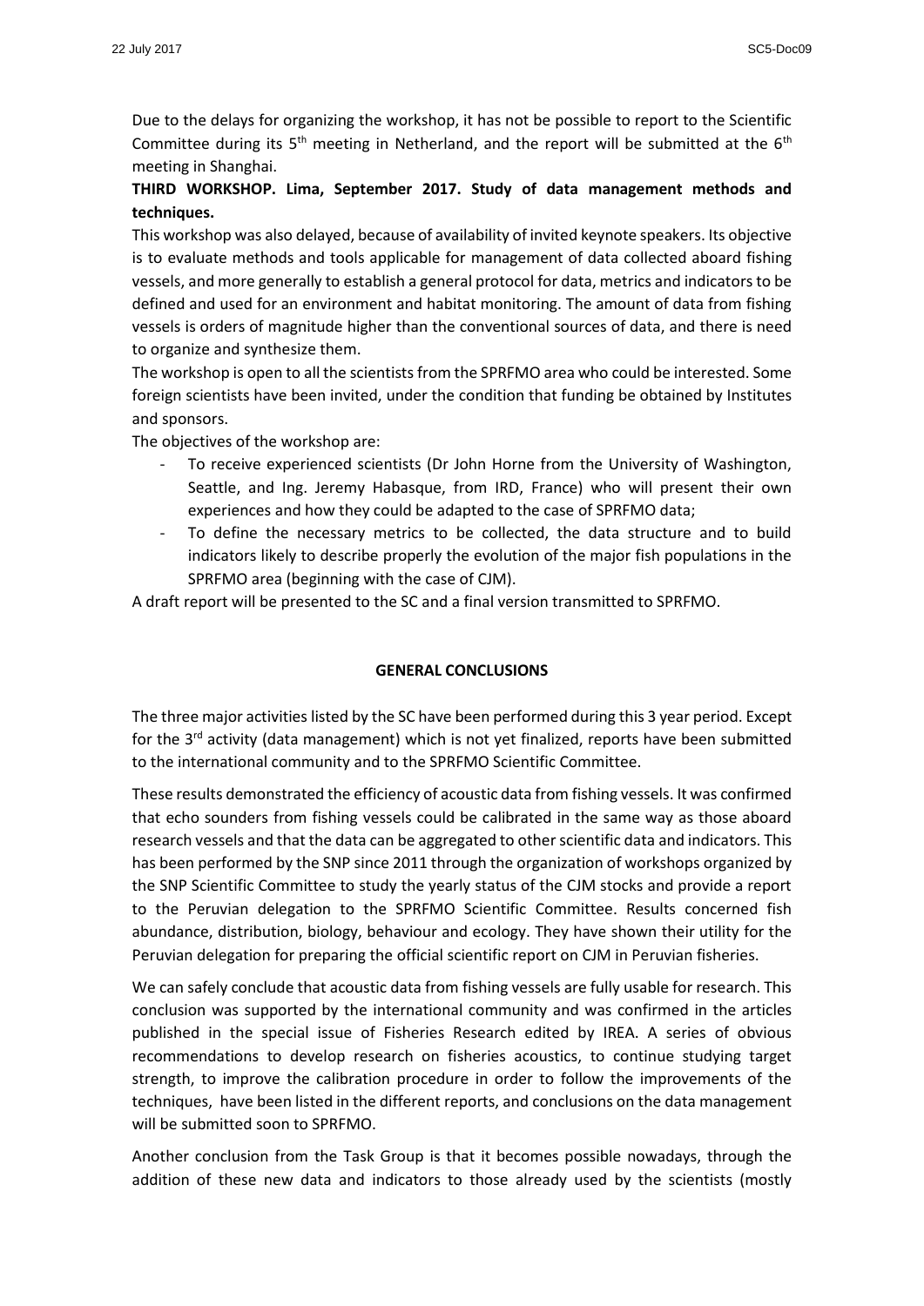Due to the delays for organizing the workshop, it has not be possible to report to the Scientific Committee during its 5th meeting in Netherland, and the report will be submitted at the 6th meeting in Shanghai.

**THIRD WORKSHOP. Lima, September 2017. Study of data management methods and techniques.**

This workshop was also delayed, because of availability of invited keynote speakers. Its objective is to evaluate methods and tools applicable for management of data collected aboard fishing vessels, and more generally to establish a general protocol for data, metrics and indicators to be defined and used for an environment and habitat monitoring. The amount of data from fishing vessels is orders of magnitude higher than the conventional sources of data, and there is need to organize and synthesize them.

The workshop is open to all the scientists from the SPRFMO area who could be interested. Some foreign scientists have been invited, under the condition that funding be obtained by Institutes and sponsors.

The objectives of the workshop are:

- To receive experienced scientists (Dr John Horne from the University of Washington, Seattle, and Ing. Jeremy Habasque, from IRD, France) who will present their own experiences and how they could be adapted to the case of SPRFMO data;
- To define the necessary metrics to be collected, the data structure and to build indicators likely to describe properly the evolution of the major fish populations in the SPRFMO area (beginning with the case of CJM).

A draft report will be presented to the SC and a final version transmitted to SPRFMO.

## GENERAL CONCLUSIONS

The three major activities listed by the SC have been performed during this 3 year period. Except for the 3rd activity (data management) which is not yet finalized, reports have been submitted to the international community and to the SPRFMO Scientific Committee.

These results demonstrated the efficiency of acoustic data from fishing vessels. It was confirmed that echo sounders from fishing vessels could be calibrated in the same way as those aboard research vessels and that the data can be aggregated to other scientific data and indicators. This has been performed by the SNP since 2011 through the organization of workshops organized by the SNP Scientific Committee to study the yearly status of the CJM stocks and provide a report to the Peruvian delegation to the SPRFMO Scientific Committee. Results concerned fish abundance, distribution, biology, behaviour and ecology. They have shown their utility for the Peruvian delegation for preparing the official scientific report on CJM in Peruvian fisheries.

We can safely conclude that acoustic data from fishing vessels are fully usable for research. This conclusion was supported by the international community and was confirmed in the articles published in the special issue of Fisheries Research edited by IREA. A series of obvious recommendations to develop research on fisheries acoustics, to continue studying target strength, to improve the calibration procedure in order to follow the improvements of the techniques, have been listed in the different reports, and conclusions on the data management will be submitted soon to SPRFMO.

Another conclusion from the Task Group is that it becomes possible nowadays, through the addition of these new data and indicators to those already used by the scientists (mostly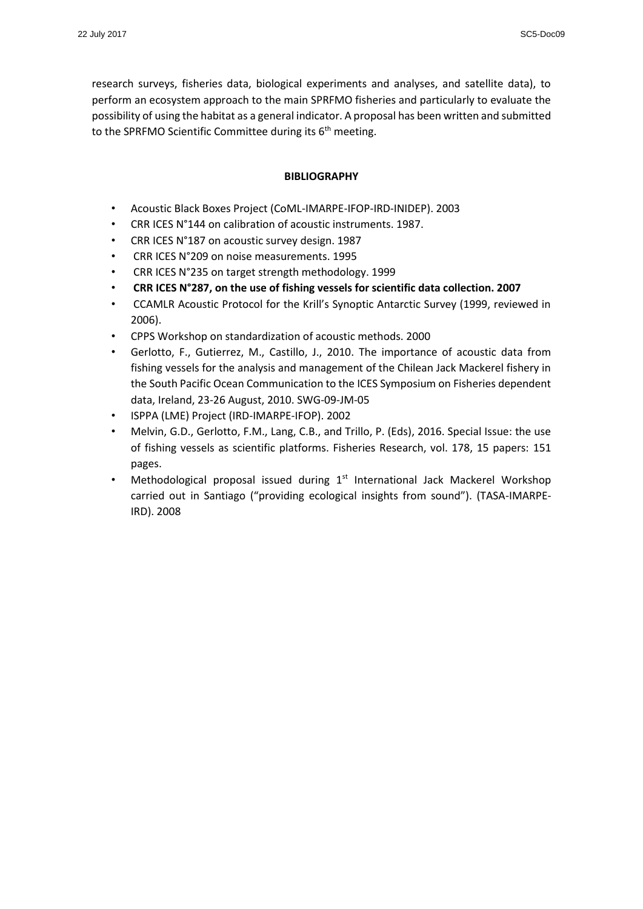research surveys, fisheries data, biological experiments and analyses, and satellite data), to perform an ecosystem approach to the main SPRFMO fisheries and particularly to evaluate the possibility of using the habitat as a general indicator. A proposal has been written and submitted to the SPRFMO Scientific Committee during its 6th meeting.

## BIBLIOGRAPHY

- Acoustic Black Boxes Project (CoML-IMARPE-IFOP-IRD-INIDEP). 2003
- CRR ICES N°144 on calibration of acoustic instruments. 1987.
- CRR ICES N°187 on acoustic survey design. 1987
- CRR ICES N°209 on noise measurements. 1995
- CRR ICES N°235 on target strength methodology. 1999
- **CRR ICES N°287, on the use of fishing vessels for scientific data collection. 2007**
- CCAMLR Acoustic Protocol for the Krill's Synoptic Antarctic Survey (1999, reviewed in 2006).
- CPPS Workshop on standardization of acoustic methods. 2000
- Gerlotto, F., Gutierrez, M., Castillo, J., 2010. The importance of acoustic data from fishing vessels for the analysis and management of the Chilean Jack Mackerel fishery in the South Pacific Ocean Communication to the ICES Symposium on Fisheries dependent data, Ireland, 23-26 August, 2010. SWG-09-JM-05
- ISPPA (LME) Project (IRD-IMARPE-IFOP). 2002
- Melvin, G.D., Gerlotto, F.M., Lang, C.B., and Trillo, P. (Eds), 2016. Special Issue: the use of fishing vessels as scientific platforms. Fisheries Research, vol. 178, 15 papers: 151 pages.
- Methodological proposal issued during 1st International Jack Mackerel Workshop carried out in Santiago ("providing ecological insights from sound"). (TASA-IMARPE-IRD). 2008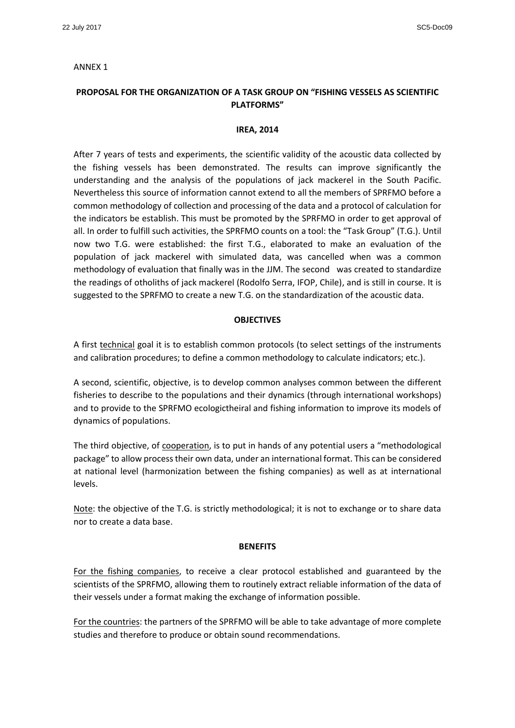ANNEX 1

**PROPOSAL FOR THE ORGANIZATION OF A TASK GROUP ON "FISHING VESSELS AS SCIENTIFIC PLATFORMS"**

**IREA, 2014**

After 7 years of tests and experiments, the scientific validity of the acoustic data collected by the fishing vessels has been demonstrated. The results can improve significantly the understanding and the analysis of the populations of jack mackerel in the South Pacific. Nevertheless this source of information cannot extend to all the members of SPRFMO before a common methodology of collection and processing of the data and a protocol of calculation for the indicators be establish. This must be promoted by the SPRFMO in order to get approval of all. In order to fulfill such activities, the SPRFMO counts on a tool: the "Task Group" (T.G.). Until now two T.G. were established: the first T.G., elaborated to make an evaluation of the population of jack mackerel with simulated data, was cancelled when was a common methodology of evaluation that finally was in the JJM. The second was created to standardize the readings of otholiths of jack mackerel (Rodolfo Serra, IFOP, Chile), and is still in course. It is suggested to the SPRFMO to create a new T.G. on the standardization of the acoustic data.

**OBJECTIVES**

A first <u>technical</u> goal it is to establish common protocols (to select settings of the instruments and calibration procedures; to define a common methodology to calculate indicators; etc.).

A second, scientific, objective, is to develop common analyses common between the different fisheries to describe to the populations and their dynamics (through international workshops) and to provide to the SPRFMO ecologictheiral and fishing information to improve its models of dynamics of populations.

The third objective, of <u>cooperation</u>, is to put in hands of any potential users a "methodological package" to allow process their own data, under an international format. This can be considered at national level (harmonization between the fishing companies) as well as at international levels.

<u>Note</u>: the objective of the T.G. is strictly methodological; it is not to exchange or to share data nor to create a data base.

**BENEFITS**

<u>For the fishing companies</u>, to receive a clear protocol established and guaranteed by the scientists of the SPRFMO, allowing them to routinely extract reliable information of the data of their vessels under a format making the exchange of information possible.

<u>For the countries</u>: the partners of the SPRFMO will be able to take advantage of more complete studies and therefore to produce or obtain sound recommendations.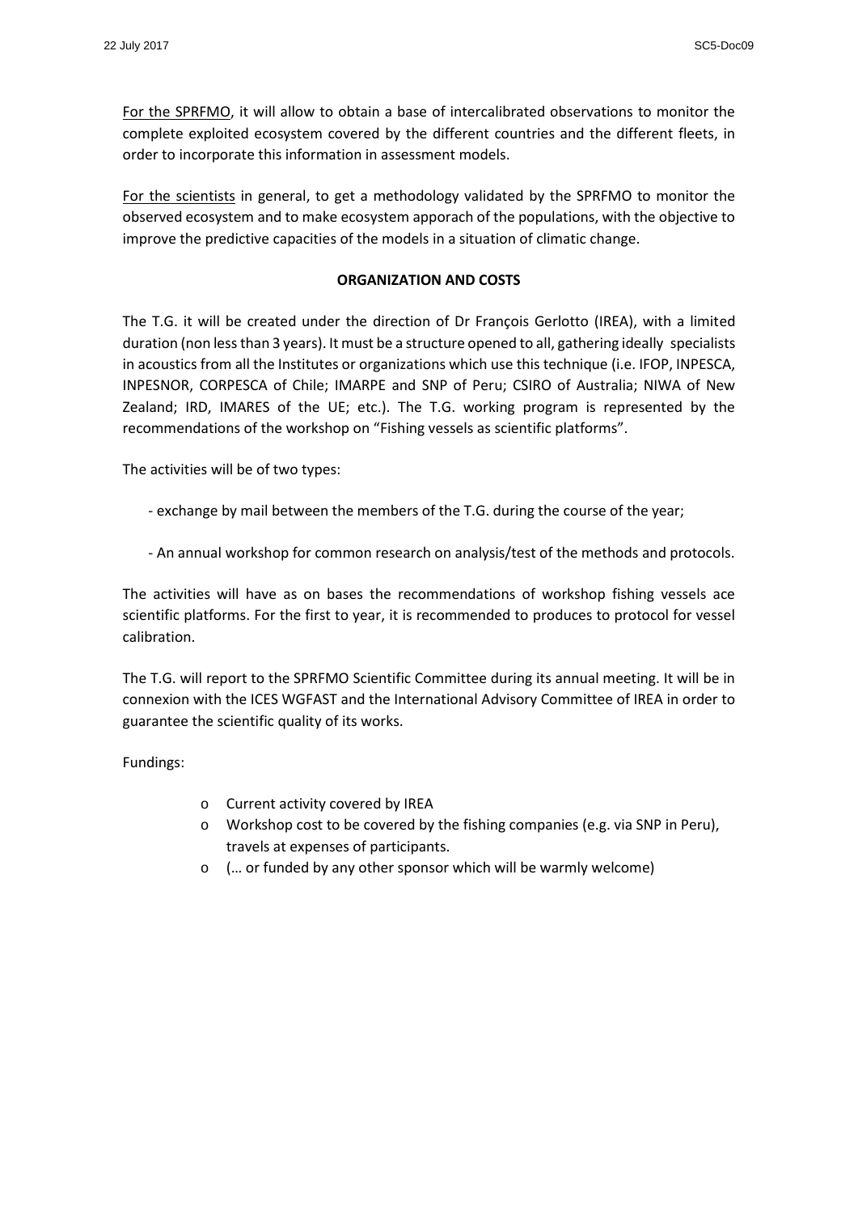For the SPRFMO, it will allow to obtain a base of intercalibrated observations to monitor the complete exploited ecosystem covered by the different countries and the different fleets, in order to incorporate this information in assessment models.

For the scientists in general, to get a methodology validated by the SPRFMO to monitor the observed ecosystem and to make ecosystem apporach of the populations, with the objective to improve the predictive capacities of the models in a situation of climatic change.

**ORGANIZATION AND COSTS**

The T.G. it will be created under the direction of Dr François Gerlotto (IREA), with a limited duration (non less than 3 years). It must be a structure opened to all, gathering ideally specialists in acoustics from all the Institutes or organizations which use this technique (i.e. IFOP, INPESCA, INPESNOR, CORPESCA of Chile; IMARPE and SNP of Peru; CSIRO of Australia; NIWA of New Zealand; IRD, IMARES of the UE; etc.). The T.G. working program is represented by the recommendations of the workshop on "Fishing vessels as scientific platforms".

The activities will be of two types:

- exchange by mail between the members of the T.G. during the course of the year;
- An annual workshop for common research on analysis/test of the methods and protocols.

The activities will have as on bases the recommendations of workshop fishing vessels ace scientific platforms. For the first to year, it is recommended to produces to protocol for vessel calibration.

The T.G. will report to the SPRFMO Scientific Committee during its annual meeting. It will be in connexion with the ICES WGFAST and the International Advisory Committee of IREA in order to guarantee the scientific quality of its works.

Fundings:

- Current activity covered by IREA
- Workshop cost to be covered by the fishing companies (e.g. via SNP in Peru), travels at expenses of participants.
- (... or funded by any other sponsor which will be warmly welcome)